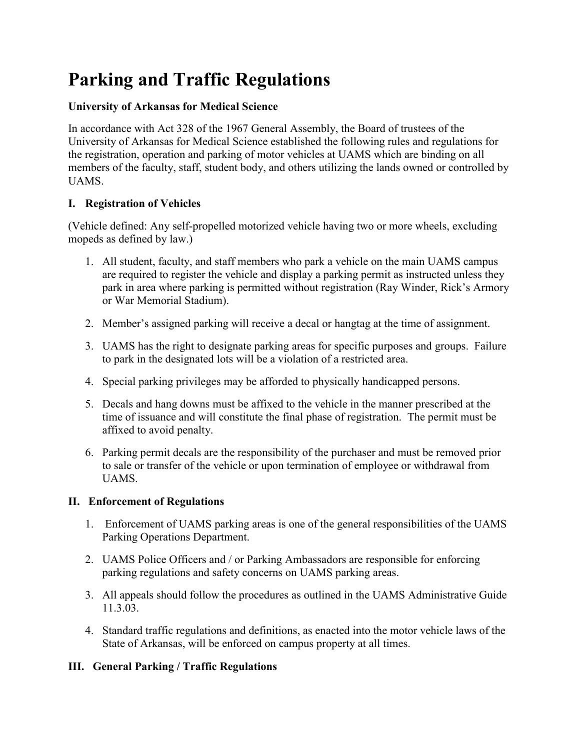# Parking and Traffic Regulations

**University of Arkansas for Medical Science**

In accordance with Act 328 of the 1967 General Assembly, the Board of trustees of the University of Arkansas for Medical Science established the following rules and regulations for the registration, operation and parking of motor vehicles at UAMS which are binding on all members of the faculty, staff, student body, and others utilizing the lands owned or controlled by UAMS.

## I. Registration of Vehicles

(Vehicle defined: Any self-propelled motorized vehicle having two or more wheels, excluding mopeds as defined by law.)

1. All student, faculty, and staff members who park a vehicle on the main UAMS campus are required to register the vehicle and display a parking permit as instructed unless they park in area where parking is permitted without registration (Ray Winder, Rick's Armory or War Memorial Stadium).
2. Member's assigned parking will receive a decal or hangtag at the time of assignment.
3. UAMS has the right to designate parking areas for specific purposes and groups. Failure to park in the designated lots will be a violation of a restricted area.
4. Special parking privileges may be afforded to physically handicapped persons.
5. Decals and hang downs must be affixed to the vehicle in the manner prescribed at the time of issuance and will constitute the final phase of registration. The permit must be affixed to avoid penalty.
6. Parking permit decals are the responsibility of the purchaser and must be removed prior to sale or transfer of the vehicle or upon termination of employee or withdrawal from UAMS.

## II. Enforcement of Regulations

1. Enforcement of UAMS parking areas is one of the general responsibilities of the UAMS Parking Operations Department.
2. UAMS Police Officers and / or Parking Ambassadors are responsible for enforcing parking regulations and safety concerns on UAMS parking areas.
3. All appeals should follow the procedures as outlined in the UAMS Administrative Guide 11.3.03.
4. Standard traffic regulations and definitions, as enacted into the motor vehicle laws of the State of Arkansas, will be enforced on campus property at all times.

## III. General Parking / Traffic Regulations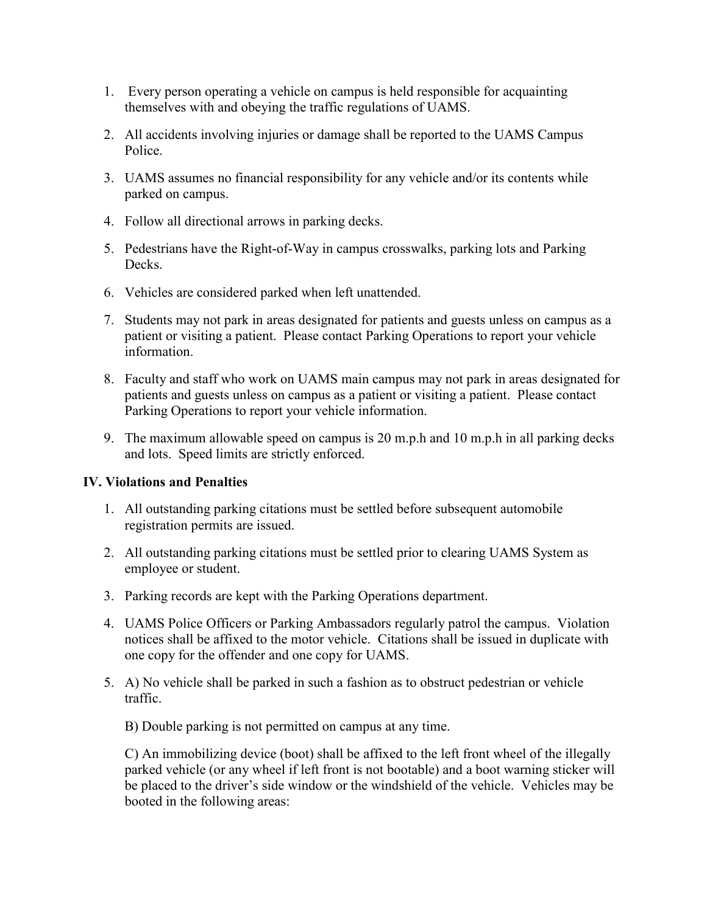1. Every person operating a vehicle on campus is held responsible for acquainting themselves with and obeying the traffic regulations of UAMS.

2. All accidents involving injuries or damage shall be reported to the UAMS Campus Police.

3. UAMS assumes no financial responsibility for any vehicle and/or its contents while parked on campus.

4. Follow all directional arrows in parking decks.

5. Pedestrians have the Right-of-Way in campus crosswalks, parking lots and Parking Decks.

6. Vehicles are considered parked when left unattended.

7. Students may not park in areas designated for patients and guests unless on campus as a patient or visiting a patient. Please contact Parking Operations to report your vehicle information.

8. Faculty and staff who work on UAMS main campus may not park in areas designated for patients and guests unless on campus as a patient or visiting a patient. Please contact Parking Operations to report your vehicle information.

9. The maximum allowable speed on campus is 20 m.p.h and 10 m.p.h in all parking decks and lots. Speed limits are strictly enforced.

### IV. Violations and Penalties

1. All outstanding parking citations must be settled before subsequent automobile registration permits are issued.

2. All outstanding parking citations must be settled prior to clearing UAMS System as employee or student.

3. Parking records are kept with the Parking Operations department.

4. UAMS Police Officers or Parking Ambassadors regularly patrol the campus. Violation notices shall be affixed to the motor vehicle. Citations shall be issued in duplicate with one copy for the offender and one copy for UAMS.

5. A) No vehicle shall be parked in such a fashion as to obstruct pedestrian or vehicle traffic.

   B) Double parking is not permitted on campus at any time.

   C) An immobilizing device (boot) shall be affixed to the left front wheel of the illegally parked vehicle (or any wheel if left front is not bootable) and a boot warning sticker will be placed to the driver's side window or the windshield of the vehicle. Vehicles may be booted in the following areas: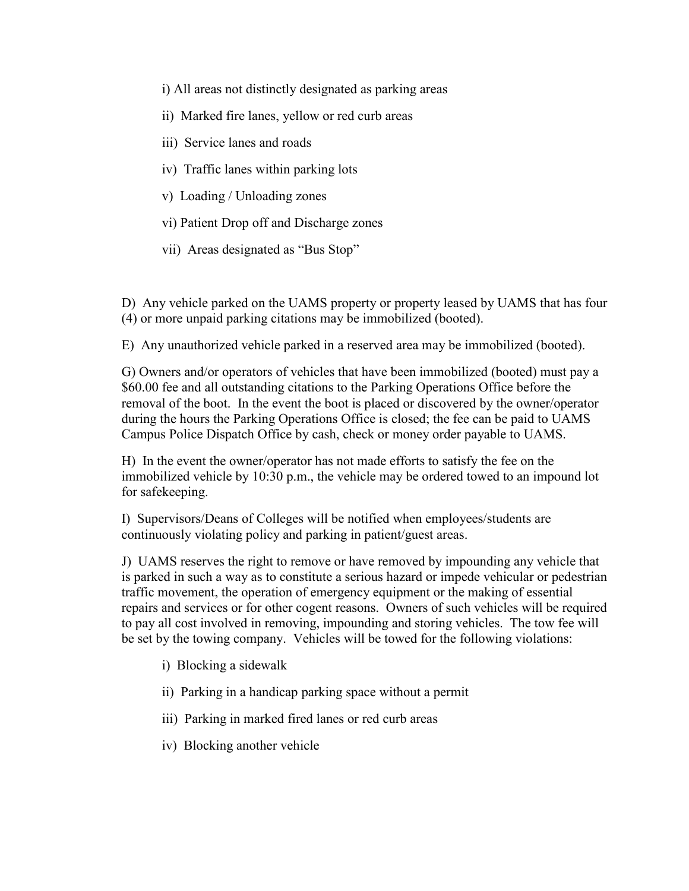i) All areas not distinctly designated as parking areas

ii) Marked fire lanes, yellow or red curb areas

iii) Service lanes and roads

iv) Traffic lanes within parking lots

v) Loading / Unloading zones

vi) Patient Drop off and Discharge zones

vii) Areas designated as "Bus Stop"

D) Any vehicle parked on the UAMS property or property leased by UAMS that has four (4) or more unpaid parking citations may be immobilized (booted).

E) Any unauthorized vehicle parked in a reserved area may be immobilized (booted).

G) Owners and/or operators of vehicles that have been immobilized (booted) must pay a $60.00 fee and all outstanding citations to the Parking Operations Office before the removal of the boot. In the event the boot is placed or discovered by the owner/operator during the hours the Parking Operations Office is closed; the fee can be paid to UAMS Campus Police Dispatch Office by cash, check or money order payable to UAMS.

H) In the event the owner/operator has not made efforts to satisfy the fee on the immobilized vehicle by 10:30 p.m., the vehicle may be ordered towed to an impound lot for safekeeping.

I) Supervisors/Deans of Colleges will be notified when employees/students are continuously violating policy and parking in patient/guest areas.

J) UAMS reserves the right to remove or have removed by impounding any vehicle that is parked in such a way as to constitute a serious hazard or impede vehicular or pedestrian traffic movement, the operation of emergency equipment or the making of essential repairs and services or for other cogent reasons. Owners of such vehicles will be required to pay all cost involved in removing, impounding and storing vehicles. The tow fee will be set by the towing company. Vehicles will be towed for the following violations:

i) Blocking a sidewalk

ii) Parking in a handicap parking space without a permit

iii) Parking in marked fired lanes or red curb areas

iv) Blocking another vehicle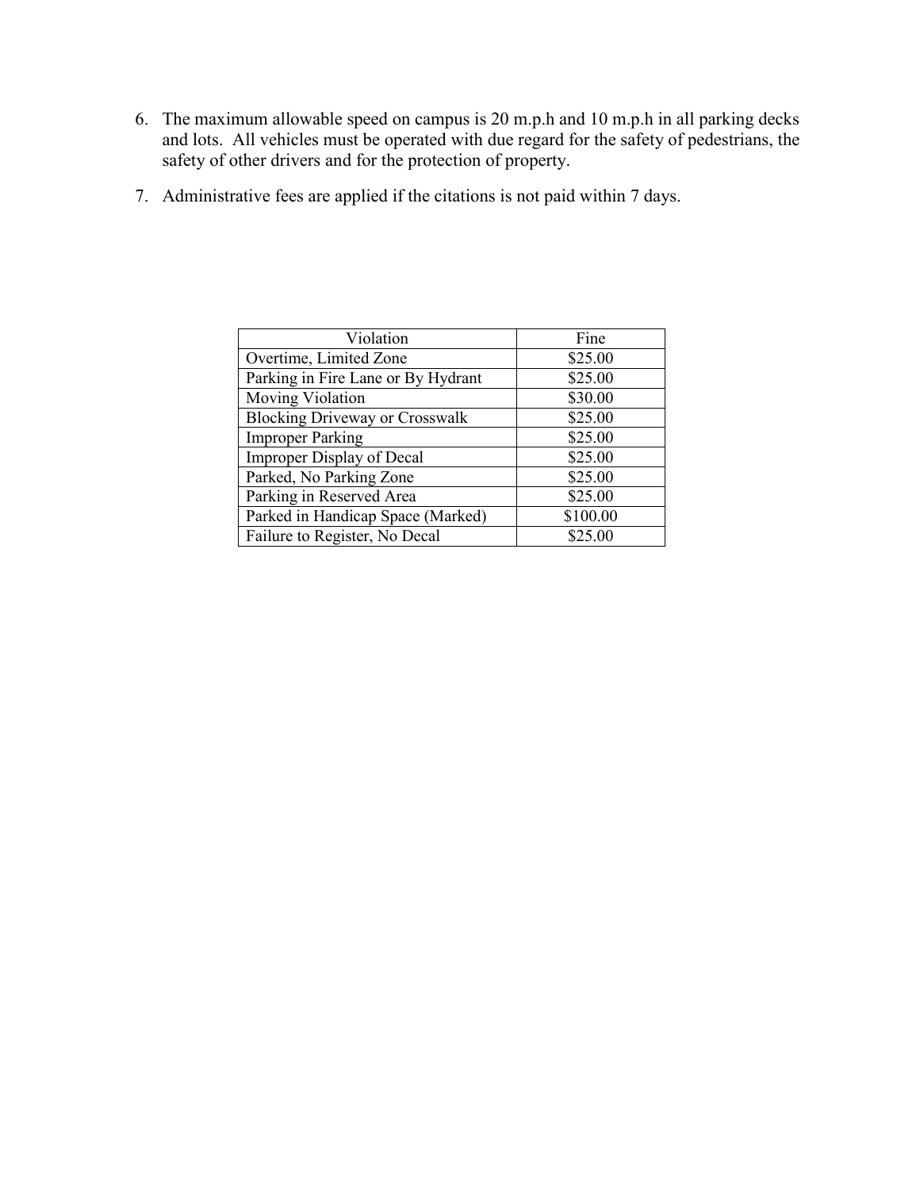6. The maximum allowable speed on campus is 20 m.p.h and 10 m.p.h in all parking decks and lots. All vehicles must be operated with due regard for the safety of pedestrians, the safety of other drivers and for the protection of property.
7. Administrative fees are applied if the citations is not paid within 7 days.

| Violation | Fine |
|---|---|
| Overtime, Limited Zone | $25.00 |
| Parking in Fire Lane or By Hydrant | $25.00 |
| Moving Violation | $30.00 |
| Blocking Driveway or Crosswalk | $25.00 |
| Improper Parking | $25.00 |
| Improper Display of Decal | $25.00 |
| Parked, No Parking Zone | $25.00 |
| Parking in Reserved Area | $25.00 |
| Parked in Handicap Space (Marked) | $100.00 |
| Failure to Register, No Decal | $25.00 |